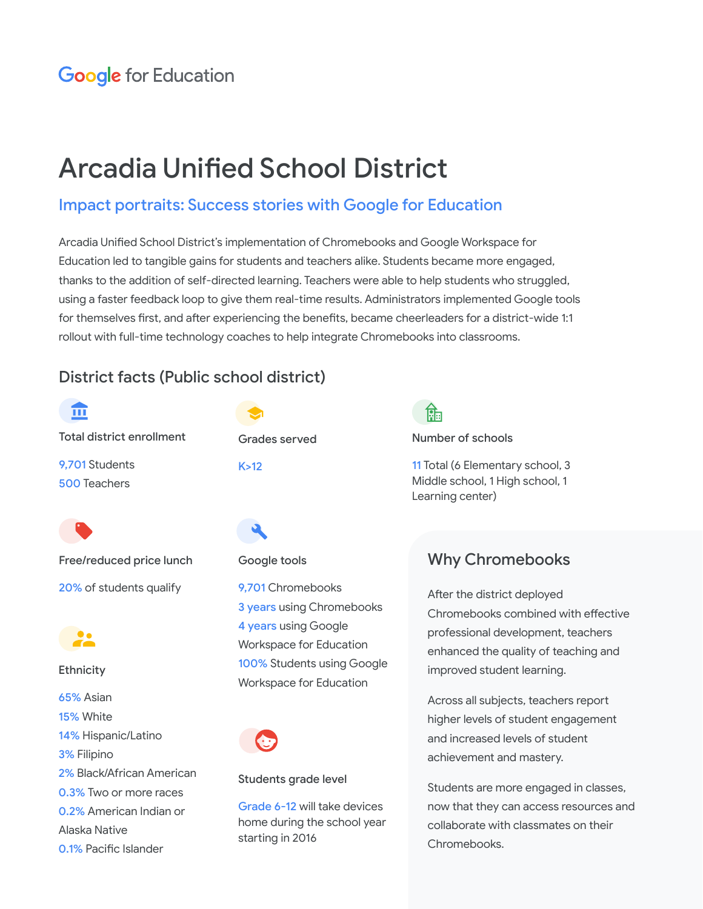Google for Education

# Arcadia Unified School District

## Impact portraits: Success stories with Google for Education

Arcadia Unified School District's implementation of Chromebooks and Google Workspace for Education led to tangible gains for students and teachers alike. Students became more engaged, thanks to the addition of self-directed learning. Teachers were able to help students who struggled, using a faster feedback loop to give them real-time results. Administrators implemented Google tools for themselves first, and after experiencing the benefits, became cheerleaders for a district-wide 1:1 rollout with full-time technology coaches to help integrate Chromebooks into classrooms.

## District facts (Public school district)

### Total district enrollment

9,701 Students
500 Teachers

### Grades served

K>12

### Number of schools

11 Total (6 Elementary school, 3 Middle school, 1 High school, 1 Learning center)

### Free/reduced price lunch

20% of students qualify

### Ethnicity

65% Asian
15% White
14% Hispanic/Latino
3% Filipino
2% Black/African American
0.3% Two or more races
0.2% American Indian or Alaska Native
0.1% Pacific Islander

### Google tools

9,701 Chromebooks
3 years using Chromebooks
4 years using Google Workspace for Education
100% Students using Google Workspace for Education

### Students grade level

Grade 6-12 will take devices home during the school year starting in 2016

## Why Chromebooks

After the district deployed Chromebooks combined with effective professional development, teachers enhanced the quality of teaching and improved student learning.

Across all subjects, teachers report higher levels of student engagement and increased levels of student achievement and mastery.

Students are more engaged in classes, now that they can access resources and collaborate with classmates on their Chromebooks.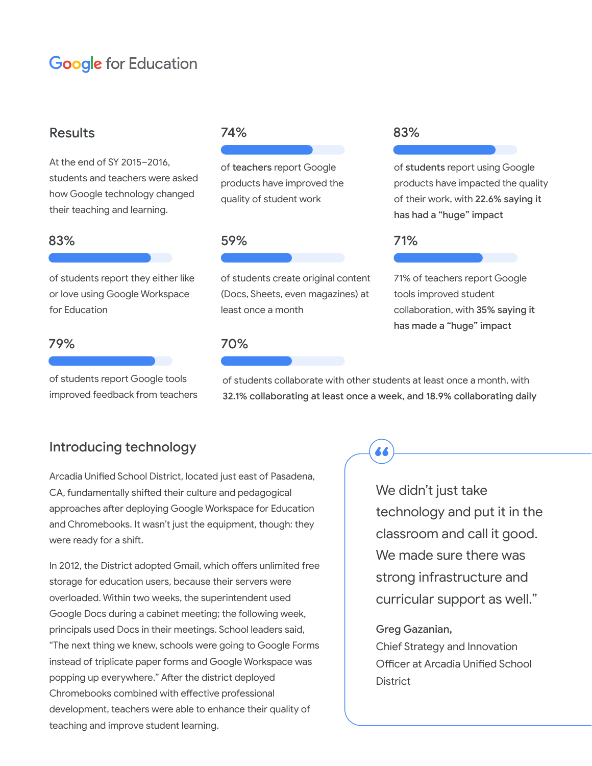Google for Education

## Results

At the end of SY 2015–2016, students and teachers were asked how Google technology changed their teaching and learning.

**74%**

of **teachers** report Google products have improved the quality of student work

**83%**

of **students** report using Google products have impacted the quality of their work, with **22.6% saying it has had a "huge" impact**

**83%**

of students report they either like or love using Google Workspace for Education

**59%**

of students create original content (Docs, Sheets, even magazines) at least once a month

**71%**

71% of teachers report Google tools improved student collaboration, with **35% saying it has made a "huge" impact**

**79%**

of students report Google tools improved feedback from teachers

**70%**

of students collaborate with other students at least once a month, with **32.1% collaborating at least once a week, and 18.9% collaborating daily**

## Introducing technology

Arcadia Unified School District, located just east of Pasadena, CA, fundamentally shifted their culture and pedagogical approaches after deploying Google Workspace for Education and Chromebooks. It wasn't just the equipment, though: they were ready for a shift.

In 2012, the District adopted Gmail, which offers unlimited free storage for education users, because their servers were overloaded. Within two weeks, the superintendent used Google Docs during a cabinet meeting; the following week, principals used Docs in their meetings. School leaders said, "The next thing we knew, schools were going to Google Forms instead of triplicate paper forms and Google Workspace was popping up everywhere." After the district deployed Chromebooks combined with effective professional development, teachers were able to enhance their quality of teaching and improve student learning.

> We didn't just take technology and put it in the classroom and call it good. We made sure there was strong infrastructure and curricular support as well."
>
> **Greg Gazanian,**
> Chief Strategy and Innovation Officer at Arcadia Unified School District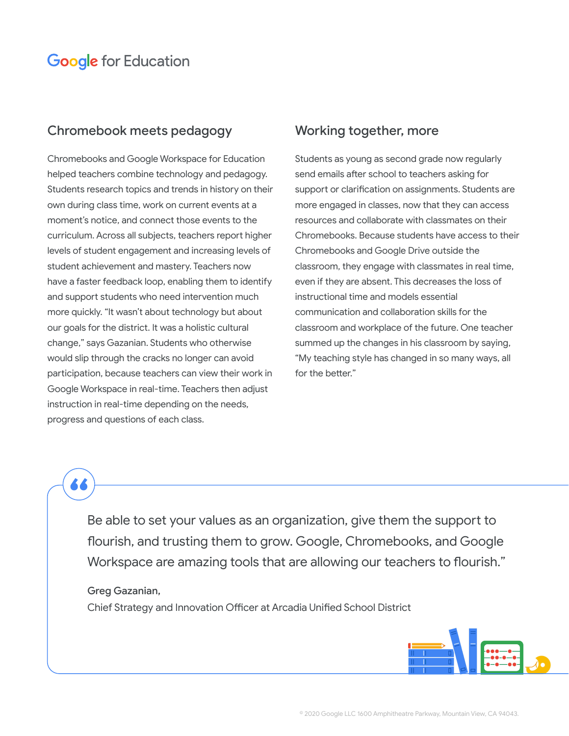## Chromebook meets pedagogy

Chromebooks and Google Workspace for Education helped teachers combine technology and pedagogy. Students research topics and trends in history on their own during class time, work on current events at a moment's notice, and connect those events to the curriculum. Across all subjects, teachers report higher levels of student engagement and increasing levels of student achievement and mastery. Teachers now have a faster feedback loop, enabling them to identify and support students who need intervention much more quickly. "It wasn't about technology but about our goals for the district. It was a holistic cultural change," says Gazanian. Students who otherwise would slip through the cracks no longer can avoid participation, because teachers can view their work in Google Workspace in real-time. Teachers then adjust instruction in real-time depending on the needs, progress and questions of each class.

## Working together, more

Students as young as second grade now regularly send emails after school to teachers asking for support or clarification on assignments. Students are more engaged in classes, now that they can access resources and collaborate with classmates on their Chromebooks. Because students have access to their Chromebooks and Google Drive outside the classroom, they engage with classmates in real time, even if they are absent. This decreases the loss of instructional time and models essential communication and collaboration skills for the classroom and workplace of the future. One teacher summed up the changes in his classroom by saying, "My teaching style has changed in so many ways, all for the better."

> Be able to set your values as an organization, give them the support to flourish, and trusting them to grow. Google, Chromebooks, and Google Workspace are amazing tools that are allowing our teachers to flourish."
>
> **Greg Gazanian,**
> Chief Strategy and Innovation Officer at Arcadia Unified School District

© 2020 Google LLC 1600 Amphitheatre Parkway, Mountain View, CA 94043.